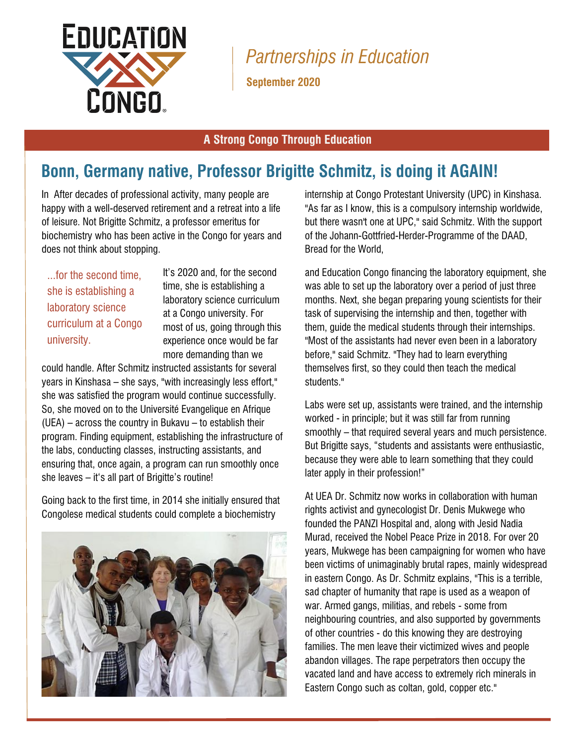# Partnerships in Education

**September 2020**

**A Strong Congo Through Education**

## Bonn, Germany native, Professor Brigitte Schmitz, is doing it AGAIN!

In After decades of professional activity, many people are happy with a well-deserved retirement and a retreat into a life of leisure. Not Brigitte Schmitz, a professor emeritus for biochemistry who has been active in the Congo for years and does not think about stopping.

*...for the second time, she is establishing a laboratory science curriculum at a Congo university.*

It's 2020 and, for the second time, she is establishing a laboratory science curriculum at a Congo university. For most of us, going through this experience once would be far more demanding than we could handle. After Schmitz instructed assistants for several years in Kinshasa – she says, "with increasingly less effort," she was satisfied the program would continue successfully. So, she moved on to the Université Evangelique en Afrique (UEA) – across the country in Bukavu – to establish their program. Finding equipment, establishing the infrastructure of the labs, conducting classes, instructing assistants, and ensuring that, once again, a program can run smoothly once she leaves – it's all part of Brigitte's routine!

Going back to the first time, in 2014 she initially ensured that Congolese medical students could complete a biochemistry internship at Congo Protestant University (UPC) in Kinshasa. "As far as I know, this is a compulsory internship worldwide, but there wasn't one at UPC," said Schmitz. With the support of the Johann-Gottfried-Herder-Programme of the DAAD, Bread for the World,

and Education Congo financing the laboratory equipment, she was able to set up the laboratory over a period of just three months. Next, she began preparing young scientists for their task of supervising the internship and then, together with them, guide the medical students through their internships. "Most of the assistants had never even been in a laboratory before," said Schmitz. "They had to learn everything themselves first, so they could then teach the medical students."

Labs were set up, assistants were trained, and the internship worked - in principle; but it was still far from running smoothly – that required several years and much persistence. But Brigitte says, "students and assistants were enthusiastic, because they were able to learn something that they could later apply in their profession!"

At UEA Dr. Schmitz now works in collaboration with human rights activist and gynecologist Dr. Denis Mukwege who founded the PANZI Hospital and, along with Jesid Nadia Murad, received the Nobel Peace Prize in 2018. For over 20 years, Mukwege has been campaigning for women who have been victims of unimaginably brutal rapes, mainly widespread in eastern Congo. As Dr. Schmitz explains, "This is a terrible, sad chapter of humanity that rape is used as a weapon of war. Armed gangs, militias, and rebels - some from neighbouring countries, and also supported by governments of other countries - do this knowing they are destroying families. The men leave their victimized wives and people abandon villages. The rape perpetrators then occupy the vacated land and have access to extremely rich minerals in Eastern Congo such as coltan, gold, copper etc."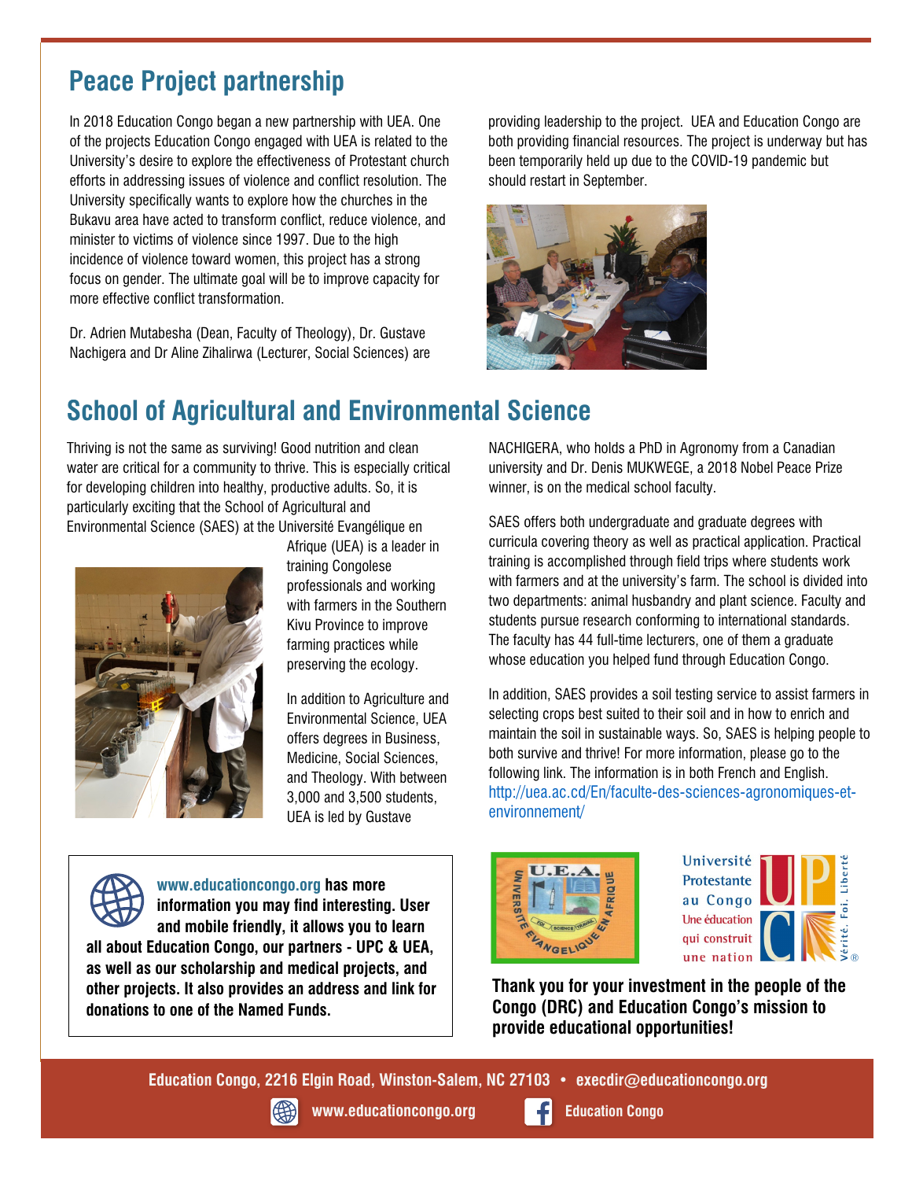## Peace Project partnership

In 2018 Education Congo began a new partnership with UEA. One of the projects Education Congo engaged with UEA is related to the University's desire to explore the effectiveness of Protestant church efforts in addressing issues of violence and conflict resolution. The University specifically wants to explore how the churches in the Bukavu area have acted to transform conflict, reduce violence, and minister to victims of violence since 1997. Due to the high incidence of violence toward women, this project has a strong focus on gender. The ultimate goal will be to improve capacity for more effective conflict transformation.

Dr. Adrien Mutabesha (Dean, Faculty of Theology), Dr. Gustave Nachigera and Dr Aline Zihalirwa (Lecturer, Social Sciences) are providing leadership to the project. UEA and Education Congo are both providing financial resources. The project is underway but has been temporarily held up due to the COVID-19 pandemic but should restart in September.

## School of Agricultural and Environmental Science

Thriving is not the same as surviving! Good nutrition and clean water are critical for a community to thrive. This is especially critical for developing children into healthy, productive adults. So, it is particularly exciting that the School of Agricultural and Environmental Science (SAES) at the Université Evangélique en Afrique (UEA) is a leader in training Congolese professionals and working with farmers in the Southern Kivu Province to improve farming practices while preserving the ecology.

In addition to Agriculture and Environmental Science, UEA offers degrees in Business, Medicine, Social Sciences, and Theology. With between 3,000 and 3,500 students, UEA is led by Gustave NACHIGERA, who holds a PhD in Agronomy from a Canadian university and Dr. Denis MUKWEGE, a 2018 Nobel Peace Prize winner, is on the medical school faculty.

SAES offers both undergraduate and graduate degrees with curricula covering theory as well as practical application. Practical training is accomplished through field trips where students work with farmers and at the university's farm. The school is divided into two departments: animal husbandry and plant science. Faculty and students pursue research conforming to international standards. The faculty has 44 full-time lecturers, one of them a graduate whose education you helped fund through Education Congo.

In addition, SAES provides a soil testing service to assist farmers in selecting crops best suited to their soil and in how to enrich and maintain the soil in sustainable ways. So, SAES is helping people to both survive and thrive! For more information, please go to the following link. The information is in both French and English. http://uea.ac.cd/En/faculte-des-sciences-agronomiques-et-environnement/

**www.educationcongo.org has more information you may find interesting. User and mobile friendly, it allows you to learn all about Education Congo, our partners - UPC & UEA, as well as our scholarship and medical projects, and other projects. It also provides an address and link for donations to one of the Named Funds.**

Université Protestante au Congo
Une éducation qui construit une nation
Vérité. Foi. Liberté.

**Thank you for your investment in the people of the Congo (DRC) and Education Congo's mission to provide educational opportunities!**

**Education Congo, 2216 Elgin Road, Winston-Salem, NC 27103 • execdir@educationcongo.org**

**www.educationcongo.org** **Education Congo**